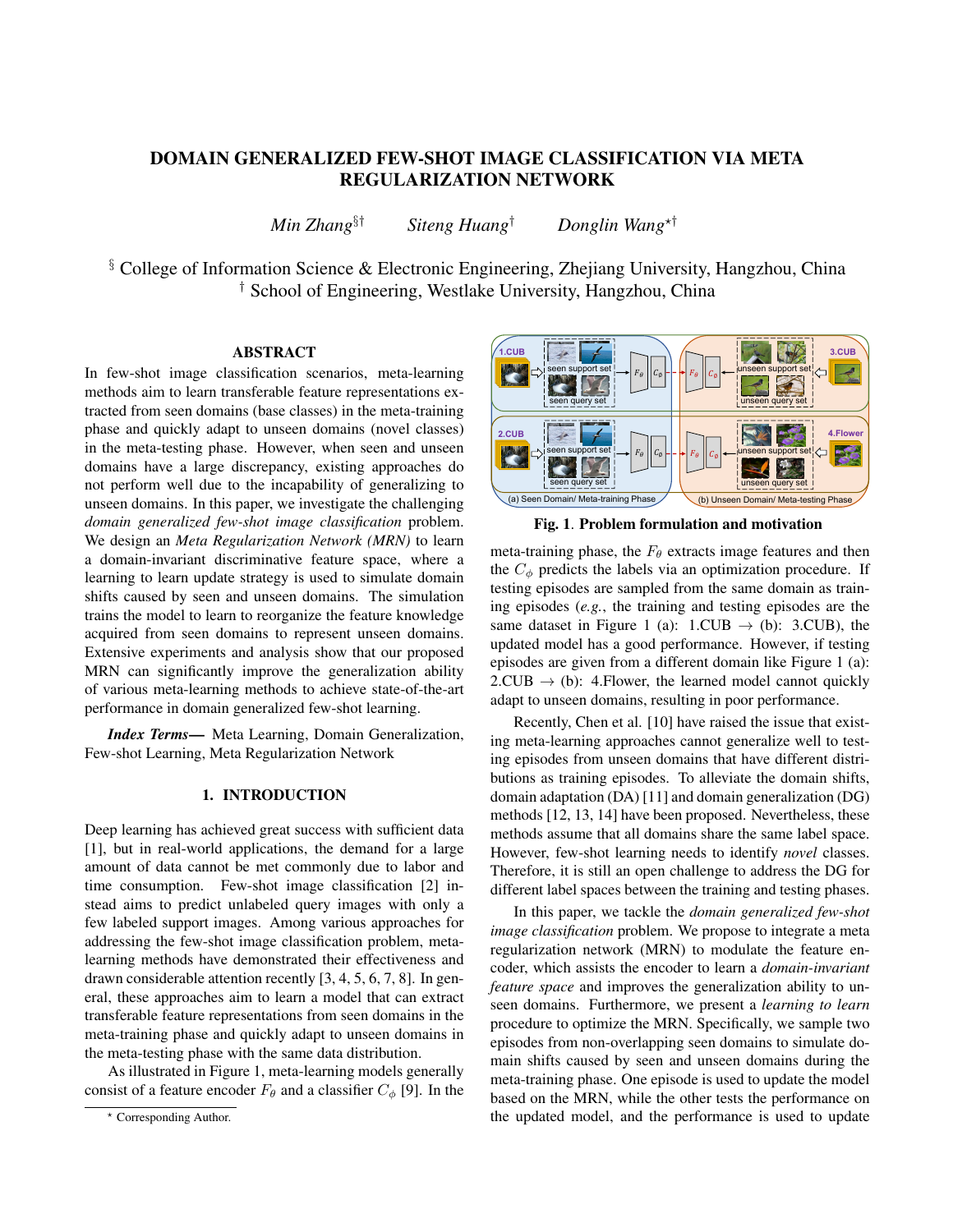# DOMAIN GENERALIZED FEW-SHOT IMAGE CLASSIFICATION VIA META REGULARIZATION NETWORK

*Min Zhang*[§†] *Siteng Huang*[†] *Donglin Wang*[⋆†]

[§] College of Information Science & Electronic Engineering, Zhejiang University, Hangzhou, China
[†] School of Engineering, Westlake University, Hangzhou, China

## ABSTRACT

In few-shot image classification scenarios, meta-learning methods aim to learn transferable feature representations extracted from seen domains (base classes) in the meta-training phase and quickly adapt to unseen domains (novel classes) in the meta-testing phase. However, when seen and unseen domains have a large discrepancy, existing approaches do not perform well due to the incapability of generalizing to unseen domains. In this paper, we investigate the challenging *domain generalized few-shot image classification* problem. We design an *Meta Regularization Network (MRN)* to learn a domain-invariant discriminative feature space, where a learning to learn update strategy is used to simulate domain shifts caused by seen and unseen domains. The simulation trains the model to learn to reorganize the feature knowledge acquired from seen domains to represent unseen domains. Extensive experiments and analysis show that our proposed MRN can significantly improve the generalization ability of various meta-learning methods to achieve state-of-the-art performance in domain generalized few-shot learning.

***Index Terms***— Meta Learning, Domain Generalization, Few-shot Learning, Meta Regularization Network

## 1. INTRODUCTION

Deep learning has achieved great success with sufficient data [1], but in real-world applications, the demand for a large amount of data cannot be met commonly due to labor and time consumption. Few-shot image classification [2] instead aims to predict unlabeled query images with only a few labeled support images. Among various approaches for addressing the few-shot image classification problem, meta-learning methods have demonstrated their effectiveness and drawn considerable attention recently [3, 4, 5, 6, 7, 8]. In general, these approaches aim to learn a model that can extract transferable feature representations from seen domains in the meta-training phase and quickly adapt to unseen domains in the meta-testing phase with the same data distribution.

As illustrated in Figure 1, meta-learning models generally consist of a feature encoder $F_\theta$ and a classifier $C_\phi$ [9]. In the meta-training phase, the $F_\theta$ extracts image features and then the $C_\phi$ predicts the labels via an optimization procedure. If testing episodes are sampled from the same domain as training episodes (*e.g.*, the training and testing episodes are the same dataset in Figure 1 (a): 1.CUB → (b): 3.CUB), the updated model has a good performance. However, if testing episodes are given from a different domain like Figure 1 (a): 2.CUB → (b): 4.Flower, the learned model cannot quickly adapt to unseen domains, resulting in poor performance.

**Fig. 1**. **Problem formulation and motivation**

Recently, Chen et al. [10] have raised the issue that existing meta-learning approaches cannot generalize well to testing episodes from unseen domains that have different distributions as training episodes. To alleviate the domain shifts, domain adaptation (DA) [11] and domain generalization (DG) methods [12, 13, 14] have been proposed. Nevertheless, these methods assume that all domains share the same label space. However, few-shot learning needs to identify *novel* classes. Therefore, it is still an open challenge to address the DG for different label spaces between the training and testing phases.

In this paper, we tackle the *domain generalized few-shot image classification* problem. We propose to integrate a meta regularization network (MRN) to modulate the feature encoder, which assists the encoder to learn a *domain-invariant feature space* and improves the generalization ability to unseen domains. Furthermore, we present a *learning to learn* procedure to optimize the MRN. Specifically, we sample two episodes from non-overlapping seen domains to simulate domain shifts caused by seen and unseen domains during the meta-training phase. One episode is used to update the model based on the MRN, while the other tests the performance on the updated model, and the performance is used to update

⋆ Corresponding Author.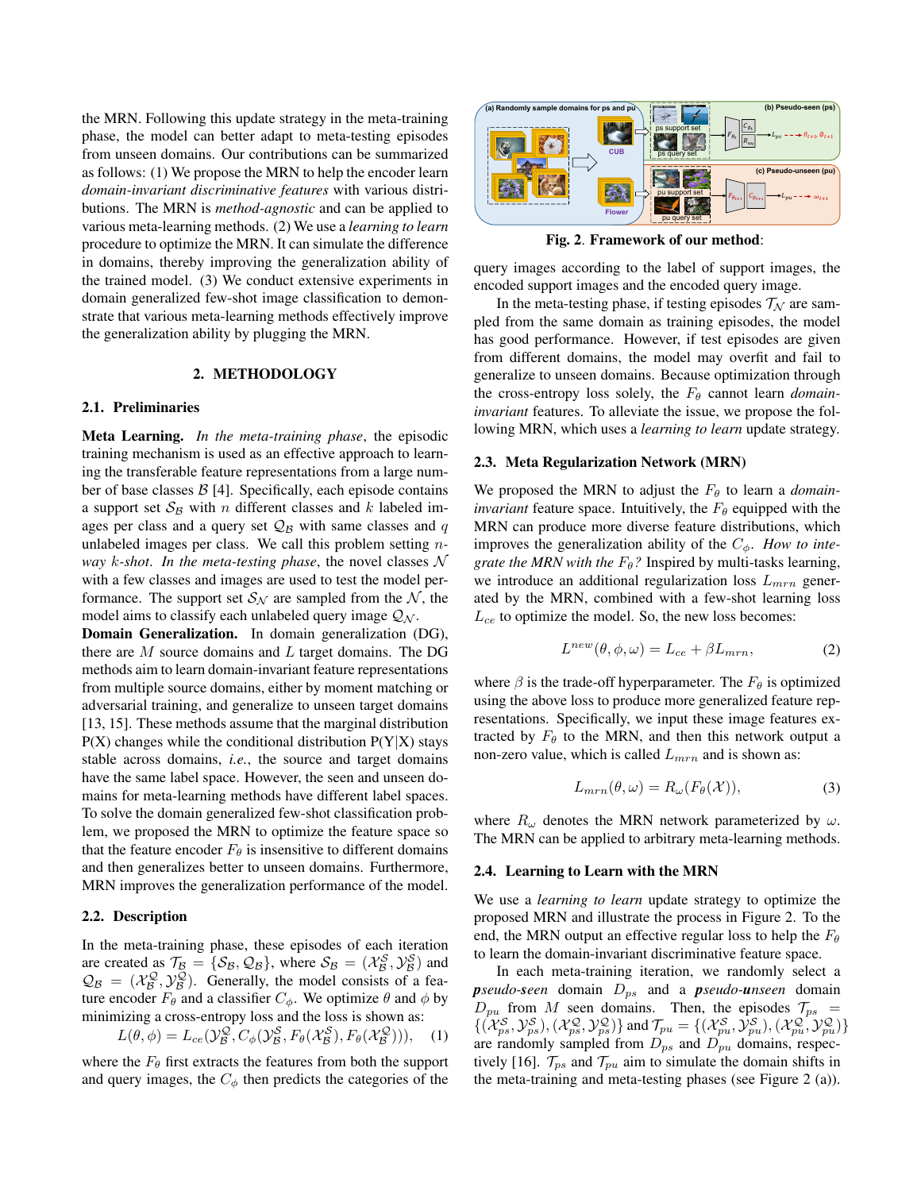the MRN. Following this update strategy in the meta-training phase, the model can better adapt to meta-testing episodes from unseen domains. Our contributions can be summarized as follows: (1) We propose the MRN to help the encoder learn *domain-invariant discriminative features* with various distributions. The MRN is *method-agnostic* and can be applied to various meta-learning methods. (2) We use a *learning to learn* procedure to optimize the MRN. It can simulate the difference in domains, thereby improving the generalization ability of the trained model. (3) We conduct extensive experiments in domain generalized few-shot image classification to demonstrate that various meta-learning methods effectively improve the generalization ability by plugging the MRN.

## 2. METHODOLOGY

### 2.1. Preliminaries

**Meta Learning.** *In the meta-training phase*, the episodic training mechanism is used as an effective approach to learning the transferable feature representations from a large number of base classes $\mathcal{B}$ [4]. Specifically, each episode contains a support set $\mathcal{S}_{\mathcal{B}}$ with $n$ different classes and $k$ labeled images per class and a query set $\mathcal{Q}_{\mathcal{B}}$ with same classes and $q$ unlabeled images per class. We call this problem setting $n$-*way* $k$-*shot*. *In the meta-testing phase*, the novel classes $\mathcal{N}$ with a few classes and images are used to test the model performance. The support set $\mathcal{S}_{\mathcal{N}}$ are sampled from the $\mathcal{N}$, the model aims to classify each unlabeled query image $\mathcal{Q}_{\mathcal{N}}$.

**Domain Generalization.** In domain generalization (DG), there are $M$ source domains and $L$ target domains. The DG methods aim to learn domain-invariant feature representations from multiple source domains, either by moment matching or adversarial training, and generalize to unseen target domains [13, 15]. These methods assume that the marginal distribution P(X) changes while the conditional distribution P(Y|X) stays stable across domains, *i.e.*, the source and target domains have the same label space. However, the seen and unseen domains for meta-learning methods have different label spaces. To solve the domain generalized few-shot classification problem, we proposed the MRN to optimize the feature space so that the feature encoder $F_\theta$ is insensitive to different domains and then generalizes better to unseen domains. Furthermore, MRN improves the generalization performance of the model.

### 2.2. Description

In the meta-training phase, these episodes of each iteration are created as $\mathcal{T}_{\mathcal{B}} = \{\mathcal{S}_{\mathcal{B}}, \mathcal{Q}_{\mathcal{B}}\}$, where $\mathcal{S}_{\mathcal{B}} = (\mathcal{X}^{\mathcal{S}}_{\mathcal{B}}, \mathcal{Y}^{\mathcal{S}}_{\mathcal{B}})$ and $\mathcal{Q}_{\mathcal{B}} = (\mathcal{X}^{\mathcal{Q}}_{\mathcal{B}}, \mathcal{Y}^{\mathcal{Q}}_{\mathcal{B}})$. Generally, the model consists of a feature encoder $F_\theta$ and a classifier $C_\phi$. We optimize $\theta$ and $\phi$ by minimizing a cross-entropy loss and the loss is shown as:

$$L(\theta, \phi) = L_{ce}(\mathcal{Y}^{\mathcal{Q}}_{\mathcal{B}}, C_\phi(\mathcal{Y}^{\mathcal{S}}_{\mathcal{B}}, F_\theta(\mathcal{X}^{\mathcal{S}}_{\mathcal{B}}), F_\theta(\mathcal{X}^{\mathcal{Q}}_{\mathcal{B}}))), \quad (1)$$

where the $F_\theta$ first extracts the features from both the support and query images, the $C_\phi$ then predicts the categories of the query images according to the label of support images, the encoded support images and the encoded query image.

In the meta-testing phase, if testing episodes $\mathcal{T}_{\mathcal{N}}$ are sampled from the same domain as training episodes, the model has good performance. However, if test episodes are given from different domains, the model may overfit and fail to generalize to unseen domains. Because optimization through the cross-entropy loss solely, the $F_\theta$ cannot learn *domain-invariant* features. To alleviate the issue, we propose the following MRN, which uses a *learning to learn* update strategy.

**Fig. 2.** **Framework of our method**:

### 2.3. Meta Regularization Network (MRN)

We proposed the MRN to adjust the $F_\theta$ to learn a *domain-invariant* feature space. Intuitively, the $F_\theta$ equipped with the MRN can produce more diverse feature distributions, which improves the generalization ability of the $C_\phi$. *How to integrate the MRN with the $F_\theta$?* Inspired by multi-tasks learning, we introduce an additional regularization loss $L_{mrn}$ generated by the MRN, combined with a few-shot learning loss $L_{ce}$ to optimize the model. So, the new loss becomes:

$$L^{new}(\theta, \phi, \omega) = L_{ce} + \beta L_{mrn}, \quad (2)$$

where $\beta$ is the trade-off hyperparameter. The $F_\theta$ is optimized using the above loss to produce more generalized feature representations. Specifically, we input these image features extracted by $F_\theta$ to the MRN, and then this network output a non-zero value, which is called $L_{mrn}$ and is shown as:

$$L_{mrn}(\theta, \omega) = R_\omega(F_\theta(\mathcal{X})), \quad (3)$$

where $R_\omega$ denotes the MRN network parameterized by $\omega$. The MRN can be applied to arbitrary meta-learning methods.

### 2.4. Learning to Learn with the MRN

We use a *learning to learn* update strategy to optimize the proposed MRN and illustrate the process in Figure 2. To the end, the MRN output an effective regular loss to help the $F_\theta$ to learn the domain-invariant discriminative feature space.

In each meta-training iteration, we randomly select a ***pseudo-seen*** domain $D_{ps}$ and a ***pseudo-unseen*** domain $D_{pu}$ from $M$ seen domains. Then, the episodes $\mathcal{T}_{ps} = \{(\mathcal{X}^{\mathcal{S}}_{ps}, \mathcal{Y}^{\mathcal{S}}_{ps}), (\mathcal{X}^{\mathcal{Q}}_{ps}, \mathcal{Y}^{\mathcal{Q}}_{ps})\}$ and $\mathcal{T}_{pu} = \{(\mathcal{X}^{\mathcal{S}}_{pu}, \mathcal{Y}^{\mathcal{S}}_{pu}), (\mathcal{X}^{\mathcal{Q}}_{pu}, \mathcal{Y}^{\mathcal{Q}}_{pu})\}$ are randomly sampled from $D_{ps}$ and $D_{pu}$ domains, respectively [16]. $\mathcal{T}_{ps}$ and $\mathcal{T}_{pu}$ aim to simulate the domain shifts in the meta-training and meta-testing phases (see Figure 2 (a)).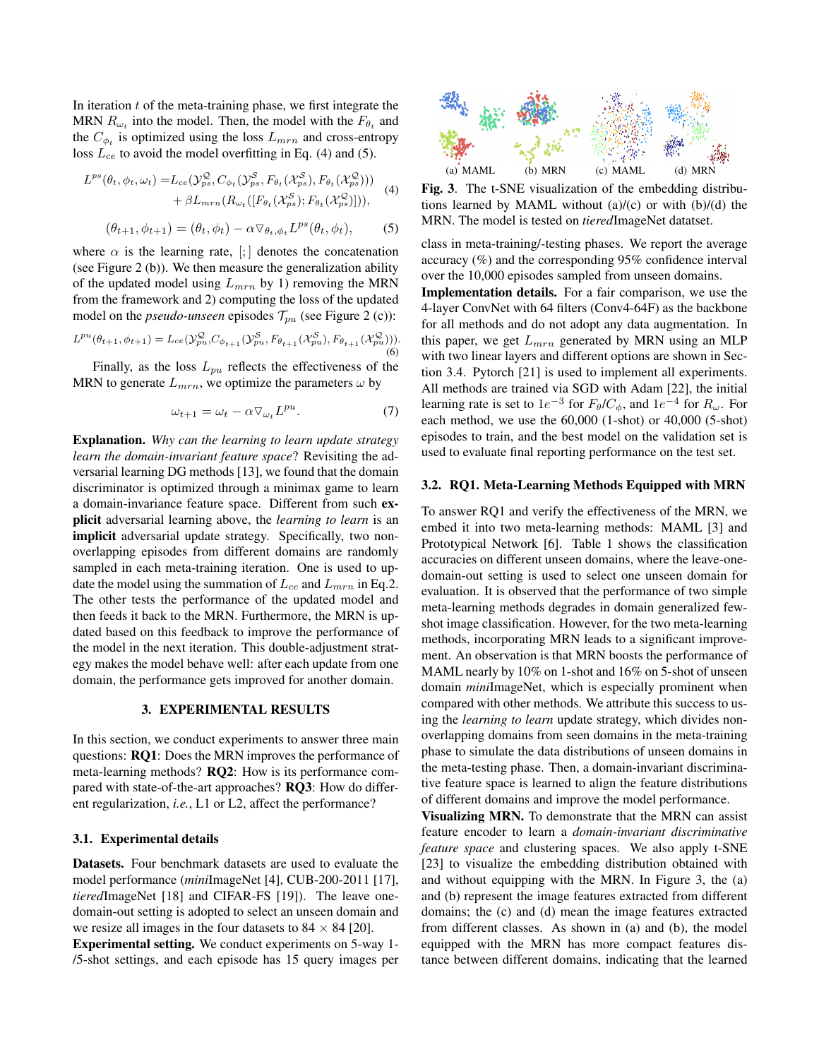In iteration $t$ of the meta-training phase, we first integrate the MRN $R_{\omega_t}$ into the model. Then, the model with the $F_{\theta_t}$ and the $C_{\phi_t}$ is optimized using the loss $L_{mrn}$ and cross-entropy loss $L_{ce}$ to avoid the model overfitting in Eq. (4) and (5).

$$L^{ps}(\theta_t, \phi_t, \omega_t) = L_{ce}(\mathcal{Y}^{\mathcal{Q}}_{ps}, C_{\phi_t}(\mathcal{Y}^{\mathcal{S}}_{ps}, F_{\theta_t}(\mathcal{X}^{\mathcal{S}}_{ps}), F_{\theta_t}(\mathcal{X}^{\mathcal{Q}}_{ps}))) + \beta L_{mrn}(R_{\omega_t}([F_{\theta_t}(\mathcal{X}^{\mathcal{S}}_{ps}); F_{\theta_t}(\mathcal{X}^{\mathcal{Q}}_{ps})])), \tag{4}$$

$$(\theta_{t+1}, \phi_{t+1}) = (\theta_t, \phi_t) - \alpha \nabla_{\theta_t, \phi_t} L^{ps}(\theta_t, \phi_t), \tag{5}$$

where $\alpha$ is the learning rate, $[;]$ denotes the concatenation (see Figure 2 (b)). We then measure the generalization ability of the updated model using $L_{mrn}$ by 1) removing the MRN from the framework and 2) computing the loss of the updated model on the *pseudo-unseen* episodes $\mathcal{T}_{pu}$ (see Figure 2 (c)):

$$L^{pu}(\theta_{t+1}, \phi_{t+1}) = L_{ce}(\mathcal{Y}^{\mathcal{Q}}_{pu}, C_{\phi_{t+1}}(\mathcal{Y}^{\mathcal{S}}_{pu}, F_{\theta_{t+1}}(\mathcal{X}^{\mathcal{S}}_{pu}), F_{\theta_{t+1}}(\mathcal{X}^{\mathcal{Q}}_{pu}))). \tag{6}$$

Finally, as the loss $L_{pu}$ reflects the effectiveness of the MRN to generate $L_{mrn}$, we optimize the parameters $\omega$ by

$$\omega_{t+1} = \omega_t - \alpha \nabla_{\omega_t} L^{pu}. \tag{7}$$

**Explanation.** *Why can the learning to learn update strategy learn the domain-invariant feature space*? Revisiting the adversarial learning DG methods [13], we found that the domain discriminator is optimized through a minimax game to learn a domain-invariance feature space. Different from such **explicit** adversarial learning above, the *learning to learn* is an **implicit** adversarial update strategy. Specifically, two non-overlapping episodes from different domains are randomly sampled in each meta-training iteration. One is used to update the model using the summation of $L_{ce}$ and $L_{mrn}$ in Eq.2. The other tests the performance of the updated model and then feeds it back to the MRN. Furthermore, the MRN is updated based on this feedback to improve the performance of the model in the next iteration. This double-adjustment strategy makes the model behave well: after each update from one domain, the performance gets improved for another domain.

## 3. EXPERIMENTAL RESULTS

In this section, we conduct experiments to answer three main questions: **RQ1**: Does the MRN improves the performance of meta-learning methods? **RQ2**: How is its performance compared with state-of-the-art approaches? **RQ3**: How do different regularization, *i.e.*, L1 or L2, affect the performance?

### 3.1. Experimental details

**Datasets.** Four benchmark datasets are used to evaluate the model performance (*mini*ImageNet [4], CUB-200-2011 [17], *tiered*ImageNet [18] and CIFAR-FS [19]). The leave one-domain-out setting is adopted to select an unseen domain and we resize all images in the four datasets to 84 × 84 [20].

**Experimental setting.** We conduct experiments on 5-way 1-/5-shot settings, and each episode has 15 query images per class in meta-training/-testing phases. We report the average accuracy (%) and the corresponding 95% confidence interval over the 10,000 episodes sampled from unseen domains.

**Implementation details.** For a fair comparison, we use the 4-layer ConvNet with 64 filters (Conv4-64F) as the backbone for all methods and do not adopt any data augmentation. In this paper, we get $L_{mrn}$ generated by MRN using an MLP with two linear layers and different options are shown in Section 3.4. Pytorch [21] is used to implement all experiments. All methods are trained via SGD with Adam [22], the initial learning rate is set to $1e^{-3}$ for $F_\theta$/$C_\phi$, and $1e^{-4}$ for $R_\omega$. For each method, we use the 60,000 (1-shot) or 40,000 (5-shot) episodes to train, and the best model on the validation set is used to evaluate final reporting performance on the test set.

(a) MAML (b) MRN (c) MAML (d) MRN

**Fig. 3**. The t-SNE visualization of the embedding distributions learned by MAML without (a)/(c) or with (b)/(d) the MRN. The model is tested on *tiered*ImageNet datatset.

### 3.2. RQ1. Meta-Learning Methods Equipped with MRN

To answer RQ1 and verify the effectiveness of the MRN, we embed it into two meta-learning methods: MAML [3] and Prototypical Network [6]. Table 1 shows the classification accuracies on different unseen domains, where the leave-one-domain-out setting is used to select one unseen domain for evaluation. It is observed that the performance of two simple meta-learning methods degrades in domain generalized few-shot image classification. However, for the two meta-learning methods, incorporating MRN leads to a significant improvement. An observation is that MRN boosts the performance of MAML nearly by 10% on 1-shot and 16% on 5-shot of unseen domain *mini*ImageNet, which is especially prominent when compared with other methods. We attribute this success to using the *learning to learn* update strategy, which divides non-overlapping domains from seen domains in the meta-training phase to simulate the data distributions of unseen domains in the meta-testing phase. Then, a domain-invariant discriminative feature space is learned to align the feature distributions of different domains and improve the model performance.

**Visualizing MRN.** To demonstrate that the MRN can assist feature encoder to learn a *domain-invariant discriminative feature space* and clustering spaces. We also apply t-SNE [23] to visualize the embedding distribution obtained with and without equipping with the MRN. In Figure 3, the (a) and (b) represent the image features extracted from different domains; the (c) and (d) mean the image features extracted from different classes. As shown in (a) and (b), the model equipped with the MRN has more compact features distance between different domains, indicating that the learned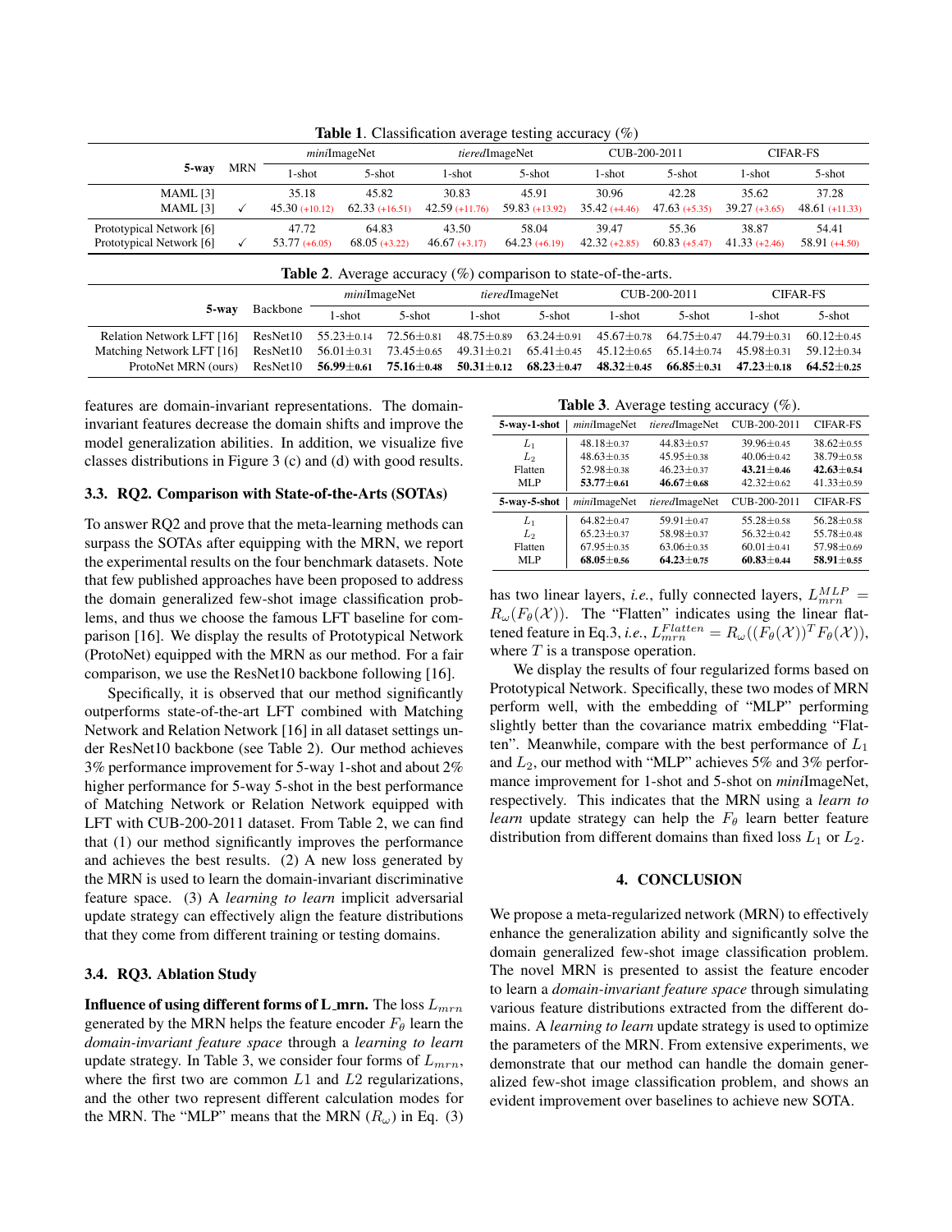**Table 1**. Classification average testing accuracy (%)

| 5-way | MRN | *mini*ImageNet 1-shot | *mini*ImageNet 5-shot | *tiered*ImageNet 1-shot | *tiered*ImageNet 5-shot | CUB-200-2011 1-shot | CUB-200-2011 5-shot | CIFAR-FS 1-shot | CIFAR-FS 5-shot |
|---|---|---|---|---|---|---|---|---|---|
| MAML [3] | | 35.18 | 45.82 | 30.83 | 45.91 | 30.96 | 42.28 | 35.62 | 37.28 |
| MAML [3] | ✓ | 45.30 (+10.12) | 62.33 (+16.51) | 42.59 (+11.76) | 59.83 (+13.92) | 35.42 (+4.46) | 47.63 (+5.35) | 39.27 (+3.65) | 48.61 (+11.33) |
| Prototypical Network [6] | | 47.72 | 64.83 | 43.50 | 58.04 | 39.47 | 55.36 | 38.87 | 54.41 |
| Prototypical Network [6] | ✓ | 53.77 (+6.05) | 68.05 (+3.22) | 46.67 (+3.17) | 64.23 (+6.19) | 42.32 (+2.85) | 60.83 (+5.47) | 41.33 (+2.46) | 58.91 (+4.50) |

**Table 2**. Average accuracy (%) comparison to state-of-the-arts.

| 5-way | Backbone | *mini*ImageNet 1-shot | *mini*ImageNet 5-shot | *tiered*ImageNet 1-shot | *tiered*ImageNet 5-shot | CUB-200-2011 1-shot | CUB-200-2011 5-shot | CIFAR-FS 1-shot | CIFAR-FS 5-shot |
|---|---|---|---|---|---|---|---|---|---|
| Relation Network LFT [16] | ResNet10 | 55.23±0.14 | 72.56±0.81 | 48.75±0.89 | 63.24±0.91 | 45.67±0.78 | 64.75±0.47 | 44.79±0.31 | 60.12±0.45 |
| Matching Network LFT [16] | ResNet10 | 56.01±0.31 | 73.45±0.65 | 49.31±0.21 | 65.41±0.45 | 45.12±0.65 | 65.14±0.74 | 45.98±0.31 | 59.12±0.34 |
| ProtoNet MRN (ours) | ResNet10 | **56.99±0.61** | **75.16±0.48** | **50.31±0.12** | **68.23±0.47** | **48.32±0.45** | **66.85±0.31** | **47.23±0.18** | **64.52±0.25** |

features are domain-invariant representations. The domain-invariant features decrease the domain shifts and improve the model generalization abilities. In addition, we visualize five classes distributions in Figure 3 (c) and (d) with good results.

### 3.3. RQ2. Comparison with State-of-the-Arts (SOTAs)

To answer RQ2 and prove that the meta-learning methods can surpass the SOTAs after equipping with the MRN, we report the experimental results on the four benchmark datasets. Note that few published approaches have been proposed to address the domain generalized few-shot image classification problems, and thus we choose the famous LFT baseline for comparison [16]. We display the results of Prototypical Network (ProtoNet) equipped with the MRN as our method. For a fair comparison, we use the ResNet10 backbone following [16].

Specifically, it is observed that our method significantly outperforms state-of-the-art LFT combined with Matching Network and Relation Network [16] in all dataset settings under ResNet10 backbone (see Table 2). Our method achieves 3% performance improvement for 5-way 1-shot and about 2% higher performance for 5-way 5-shot in the best performance of Matching Network or Relation Network equipped with LFT with CUB-200-2011 dataset. From Table 2, we can find that (1) our method significantly improves the performance and achieves the best results. (2) A new loss generated by the MRN is used to learn the domain-invariant discriminative feature space. (3) A *learning to learn* implicit adversarial update strategy can effectively align the feature distributions that they come from different training or testing domains.

### 3.4. RQ3. Ablation Study

**Influence of using different forms of L_mrn.** The loss $L_{mrn}$ generated by the MRN helps the feature encoder $F_\theta$ learn the *domain-invariant feature space* through a *learning to learn* update strategy. In Table 3, we consider four forms of $L_{mrn}$, where the first two are common $L1$ and $L2$ regularizations, and the other two represent different calculation modes for the MRN. The "MLP" means that the MRN ($R_\omega$) in Eq. (3) has two linear layers, *i.e.*, fully connected layers, $L_{mrn}^{MLP} = R_\omega(F_\theta(\mathcal{X}))$. The "Flatten" indicates using the linear flattened feature in Eq.3, *i.e.*, $L_{mrn}^{Flatten} = R_\omega((F_\theta(\mathcal{X}))^T F_\theta(\mathcal{X}))$, where $T$ is a transpose operation.

**Table 3**. Average testing accuracy (%).

| 5-way-1-shot | *mini*ImageNet | *tiered*ImageNet | CUB-200-2011 | CIFAR-FS |
|---|---|---|---|---|
| $L_1$ | 48.18±0.37 | 44.83±0.57 | 39.96±0.45 | 38.62±0.55 |
| $L_2$ | 48.63±0.35 | 45.95±0.38 | 40.06±0.42 | 38.79±0.58 |
| Flatten | 52.98±0.38 | 46.23±0.37 | **43.21±0.46** | **42.63±0.54** |
| MLP | **53.77±0.61** | **46.67±0.68** | 42.32±0.62 | 41.33±0.59 |
| **5-way-5-shot** | *mini*ImageNet | *tiered*ImageNet | CUB-200-2011 | CIFAR-FS |
| $L_1$ | 64.82±0.47 | 59.91±0.47 | 55.28±0.58 | 56.28±0.58 |
| $L_2$ | 65.23±0.37 | 58.98±0.37 | 56.32±0.42 | 55.78±0.48 |
| Flatten | 67.95±0.35 | 63.06±0.35 | 60.01±0.41 | 57.98±0.69 |
| MLP | **68.05±0.56** | **64.23±0.75** | **60.83±0.44** | **58.91±0.55** |

We display the results of four regularized forms based on Prototypical Network. Specifically, these two modes of MRN perform well, with the embedding of "MLP" performing slightly better than the covariance matrix embedding "Flatten". Meanwhile, compare with the best performance of $L_1$ and $L_2$, our method with "MLP" achieves 5% and 3% performance improvement for 1-shot and 5-shot on *mini*ImageNet, respectively. This indicates that the MRN using a *learn to learn* update strategy can help the $F_\theta$ learn better feature distribution from different domains than fixed loss $L_1$ or $L_2$.

## 4. CONCLUSION

We propose a meta-regularized network (MRN) to effectively enhance the generalization ability and significantly solve the domain generalized few-shot image classification problem. The novel MRN is presented to assist the feature encoder to learn a *domain-invariant feature space* through simulating various feature distributions extracted from the different domains. A *learning to learn* update strategy is used to optimize the parameters of the MRN. From extensive experiments, we demonstrate that our method can handle the domain generalized few-shot image classification problem, and shows an evident improvement over baselines to achieve new SOTA.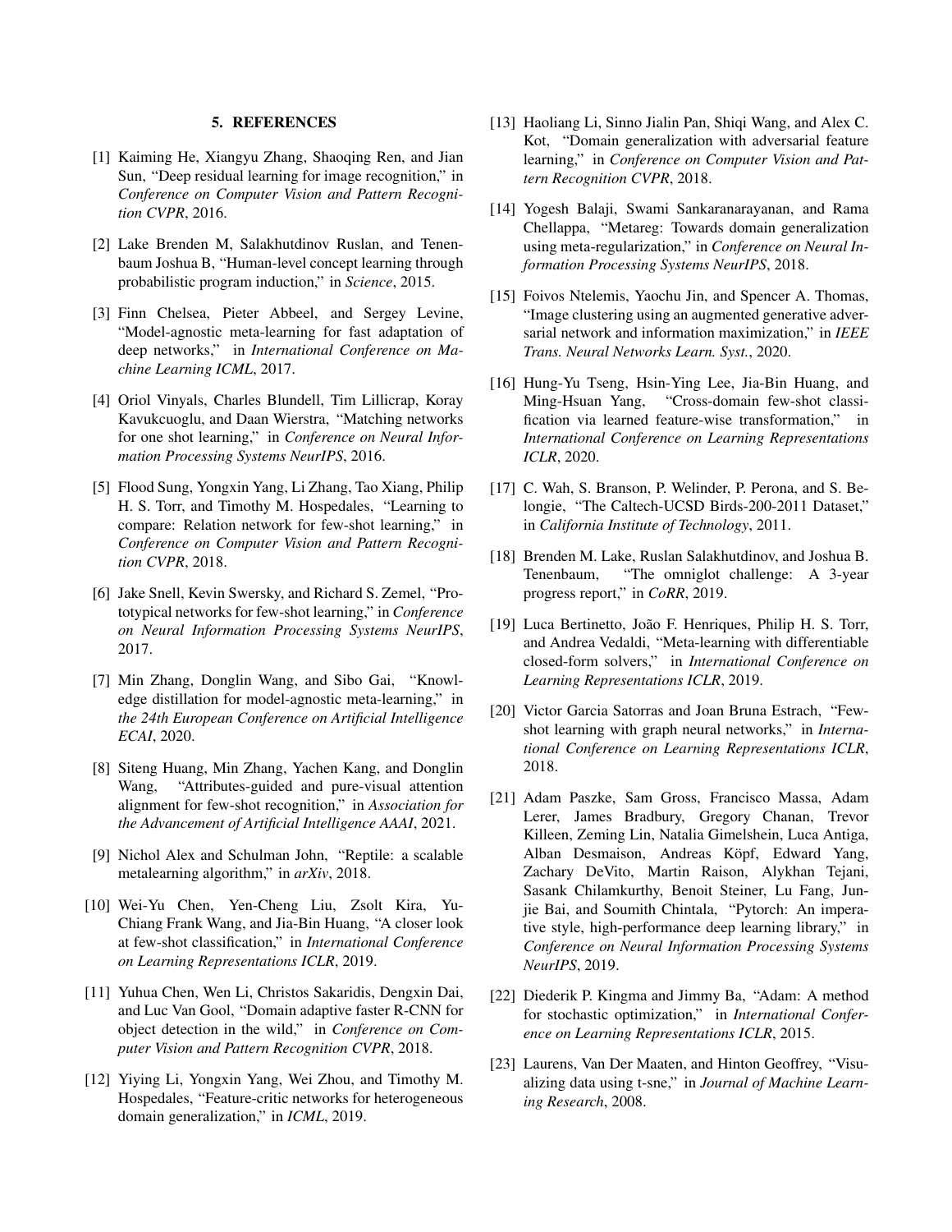## 5. REFERENCES

[1] Kaiming He, Xiangyu Zhang, Shaoqing Ren, and Jian Sun, "Deep residual learning for image recognition," in *Conference on Computer Vision and Pattern Recognition CVPR*, 2016.

[2] Lake Brenden M, Salakhutdinov Ruslan, and Tenenbaum Joshua B, "Human-level concept learning through probabilistic program induction," in *Science*, 2015.

[3] Finn Chelsea, Pieter Abbeel, and Sergey Levine, "Model-agnostic meta-learning for fast adaptation of deep networks," in *International Conference on Machine Learning ICML*, 2017.

[4] Oriol Vinyals, Charles Blundell, Tim Lillicrap, Koray Kavukcuoglu, and Daan Wierstra, "Matching networks for one shot learning," in *Conference on Neural Information Processing Systems NeurIPS*, 2016.

[5] Flood Sung, Yongxin Yang, Li Zhang, Tao Xiang, Philip H. S. Torr, and Timothy M. Hospedales, "Learning to compare: Relation network for few-shot learning," in *Conference on Computer Vision and Pattern Recognition CVPR*, 2018.

[6] Jake Snell, Kevin Swersky, and Richard S. Zemel, "Prototypical networks for few-shot learning," in *Conference on Neural Information Processing Systems NeurIPS*, 2017.

[7] Min Zhang, Donglin Wang, and Sibo Gai, "Knowledge distillation for model-agnostic meta-learning," in *the 24th European Conference on Artificial Intelligence ECAI*, 2020.

[8] Siteng Huang, Min Zhang, Yachen Kang, and Donglin Wang, "Attributes-guided and pure-visual attention alignment for few-shot recognition," in *Association for the Advancement of Artificial Intelligence AAAI*, 2021.

[9] Nichol Alex and Schulman John, "Reptile: a scalable metalearning algorithm," in *arXiv*, 2018.

[10] Wei-Yu Chen, Yen-Cheng Liu, Zsolt Kira, Yu-Chiang Frank Wang, and Jia-Bin Huang, "A closer look at few-shot classification," in *International Conference on Learning Representations ICLR*, 2019.

[11] Yuhua Chen, Wen Li, Christos Sakaridis, Dengxin Dai, and Luc Van Gool, "Domain adaptive faster R-CNN for object detection in the wild," in *Conference on Computer Vision and Pattern Recognition CVPR*, 2018.

[12] Yiying Li, Yongxin Yang, Wei Zhou, and Timothy M. Hospedales, "Feature-critic networks for heterogeneous domain generalization," in *ICML*, 2019.

[13] Haoliang Li, Sinno Jialin Pan, Shiqi Wang, and Alex C. Kot, "Domain generalization with adversarial feature learning," in *Conference on Computer Vision and Pattern Recognition CVPR*, 2018.

[14] Yogesh Balaji, Swami Sankaranarayanan, and Rama Chellappa, "Metareg: Towards domain generalization using meta-regularization," in *Conference on Neural Information Processing Systems NeurIPS*, 2018.

[15] Foivos Ntelemis, Yaochu Jin, and Spencer A. Thomas, "Image clustering using an augmented generative adversarial network and information maximization," in *IEEE Trans. Neural Networks Learn. Syst.*, 2020.

[16] Hung-Yu Tseng, Hsin-Ying Lee, Jia-Bin Huang, and Ming-Hsuan Yang, "Cross-domain few-shot classification via learned feature-wise transformation," in *International Conference on Learning Representations ICLR*, 2020.

[17] C. Wah, S. Branson, P. Welinder, P. Perona, and S. Belongie, "The Caltech-UCSD Birds-200-2011 Dataset," in *California Institute of Technology*, 2011.

[18] Brenden M. Lake, Ruslan Salakhutdinov, and Joshua B. Tenenbaum, "The omniglot challenge: A 3-year progress report," in *CoRR*, 2019.

[19] Luca Bertinetto, João F. Henriques, Philip H. S. Torr, and Andrea Vedaldi, "Meta-learning with differentiable closed-form solvers," in *International Conference on Learning Representations ICLR*, 2019.

[20] Victor Garcia Satorras and Joan Bruna Estrach, "Few-shot learning with graph neural networks," in *International Conference on Learning Representations ICLR*, 2018.

[21] Adam Paszke, Sam Gross, Francisco Massa, Adam Lerer, James Bradbury, Gregory Chanan, Trevor Killeen, Zeming Lin, Natalia Gimelshein, Luca Antiga, Alban Desmaison, Andreas Köpf, Edward Yang, Zachary DeVito, Martin Raison, Alykhan Tejani, Sasank Chilamkurthy, Benoit Steiner, Lu Fang, Junjie Bai, and Soumith Chintala, "Pytorch: An imperative style, high-performance deep learning library," in *Conference on Neural Information Processing Systems NeurIPS*, 2019.

[22] Diederik P. Kingma and Jimmy Ba, "Adam: A method for stochastic optimization," in *International Conference on Learning Representations ICLR*, 2015.

[23] Laurens, Van Der Maaten, and Hinton Geoffrey, "Visualizing data using t-sne," in *Journal of Machine Learning Research*, 2008.